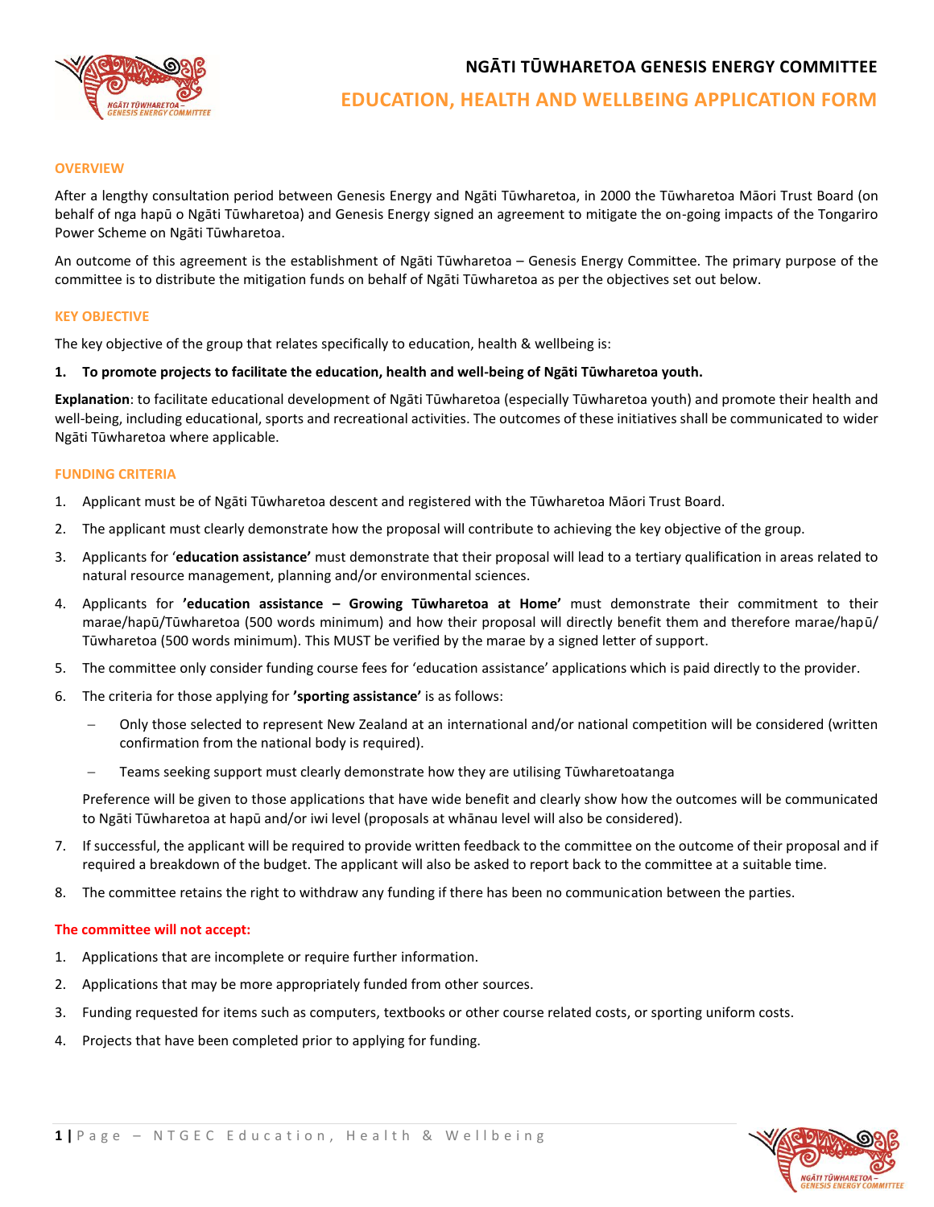# NGĀTI TŪWHARETOA GENESIS ENERGY COMMITTEE

## EDUCATION, HEALTH AND WELLBEING APPLICATION FORM

### OVERVIEW

After a lengthy consultation period between Genesis Energy and Ngāti Tūwharetoa, in 2000 the Tūwharetoa Māori Trust Board (on behalf of nga hapū o Ngāti Tūwharetoa) and Genesis Energy signed an agreement to mitigate the on-going impacts of the Tongariro Power Scheme on Ngāti Tūwharetoa.

An outcome of this agreement is the establishment of Ngāti Tūwharetoa – Genesis Energy Committee. The primary purpose of the committee is to distribute the mitigation funds on behalf of Ngāti Tūwharetoa as per the objectives set out below.

### KEY OBJECTIVE

The key objective of the group that relates specifically to education, health & wellbeing is:

1. **To promote projects to facilitate the education, health and well-being of Ngāti Tūwharetoa youth.**

**Explanation**: to facilitate educational development of Ngāti Tūwharetoa (especially Tūwharetoa youth) and promote their health and well-being, including educational, sports and recreational activities. The outcomes of these initiatives shall be communicated to wider Ngāti Tūwharetoa where applicable.

### FUNDING CRITERIA

1. Applicant must be of Ngāti Tūwharetoa descent and registered with the Tūwharetoa Māori Trust Board.
2. The applicant must clearly demonstrate how the proposal will contribute to achieving the key objective of the group.
3. Applicants for '**education assistance'** must demonstrate that their proposal will lead to a tertiary qualification in areas related to natural resource management, planning and/or environmental sciences.
4. Applicants for **'education assistance – Growing Tūwharetoa at Home'** must demonstrate their commitment to their marae/hapū/Tūwharetoa (500 words minimum) and how their proposal will directly benefit them and therefore marae/hapū/ Tūwharetoa (500 words minimum). This MUST be verified by the marae by a signed letter of support.
5. The committee only consider funding course fees for 'education assistance' applications which is paid directly to the provider.
6. The criteria for those applying for **'sporting assistance'** is as follows:
   - Only those selected to represent New Zealand at an international and/or national competition will be considered (written confirmation from the national body is required).
   - Teams seeking support must clearly demonstrate how they are utilising Tūwharetoatanga

   Preference will be given to those applications that have wide benefit and clearly show how the outcomes will be communicated to Ngāti Tūwharetoa at hapū and/or iwi level (proposals at whānau level will also be considered).
7. If successful, the applicant will be required to provide written feedback to the committee on the outcome of their proposal and if required a breakdown of the budget. The applicant will also be asked to report back to the committee at a suitable time.
8. The committee retains the right to withdraw any funding if there has been no communication between the parties.

**The committee will not accept:**

1. Applications that are incomplete or require further information.
2. Applications that may be more appropriately funded from other sources.
3. Funding requested for items such as computers, textbooks or other course related costs, or sporting uniform costs.
4. Projects that have been completed prior to applying for funding.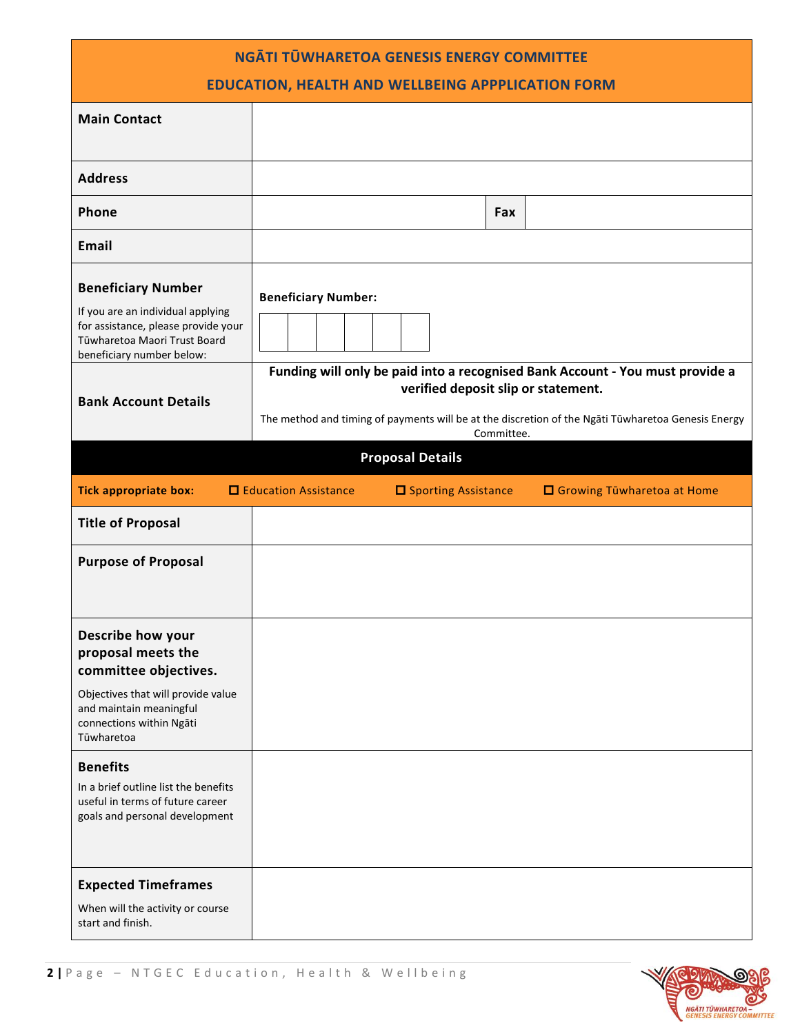## NGĀTI TŪWHARETOA GENESIS ENERGY COMMITTEE

## EDUCATION, HEALTH AND WELLBEING APPPLICATION FORM

| | | | |
|---|---|---|---|
| **Main Contact** | | | |
| **Address** | | | |
| **Phone** | | **Fax** | |
| **Email** | | | |
| **Beneficiary Number**<br>If you are an individual applying for assistance, please provide your Tūwharetoa Maori Trust Board beneficiary number below: | **Beneficiary Number:**<br>☐☐☐☐☐☐ | | |
| **Bank Account Details** | **Funding will only be paid into a recognised Bank Account - You must provide a verified deposit slip or statement.**<br>The method and timing of payments will be at the discretion of the Ngāti Tūwharetoa Genesis Energy Committee. | | |

### Proposal Details

**Tick appropriate box:** ☐ Education Assistance ☐ Sporting Assistance ☐ Growing Tūwharetoa at Home

| | |
|---|---|
| **Title of Proposal** | |
| **Purpose of Proposal** | |
| **Describe how your proposal meets the committee objectives.**<br>Objectives that will provide value and maintain meaningful connections within Ngāti Tūwharetoa | |
| **Benefits**<br>In a brief outline list the benefits useful in terms of future career goals and personal development | |
| **Expected Timeframes**<br>When will the activity or course start and finish. | |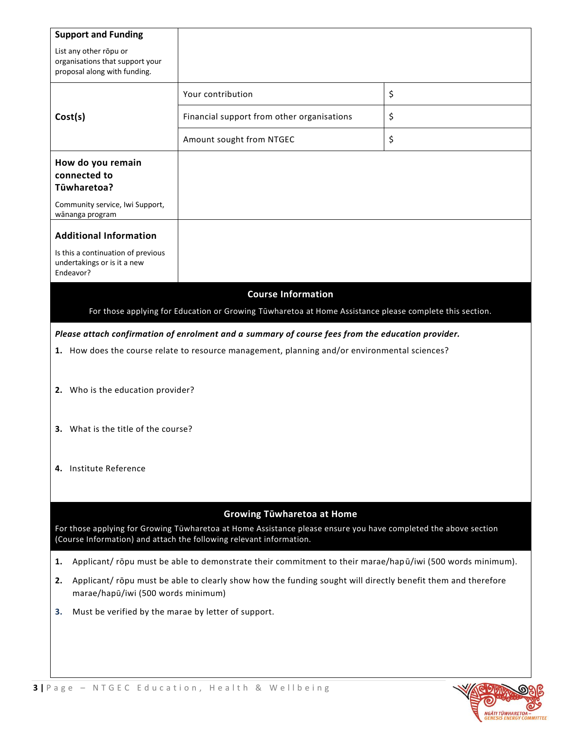| | | |
|---|---|---|
| **Support and Funding**<br>List any other rōpu or organisations that support your proposal along with funding. | | |
| **Cost(s)** | Your contribution | $ |
| | Financial support from other organisations | $ |
| | Amount sought from NTGEC | $ |
| **How do you remain connected to Tūwharetoa?**<br>Community service, Iwi Support, wānanga program | | |
| **Additional Information**<br>Is this a continuation of previous undertakings or is it a new Endeavor? | | |

## Course Information

For those applying for Education or Growing Tūwharetoa at Home Assistance please complete this section.

***Please attach confirmation of enrolment and a summary of course fees from the education provider.***

1. How does the course relate to resource management, planning and/or environmental sciences?

2. Who is the education provider?

3. What is the title of the course?

4. Institute Reference

## Growing Tūwharetoa at Home

For those applying for Growing Tūwharetoa at Home Assistance please ensure you have completed the above section (Course Information) and attach the following relevant information.

1. Applicant/ rōpu must be able to demonstrate their commitment to their marae/hapū/iwi (500 words minimum).
2. Applicant/ rōpu must be able to clearly show how the funding sought will directly benefit them and therefore marae/hapū/iwi (500 words minimum)
3. Must be verified by the marae by letter of support.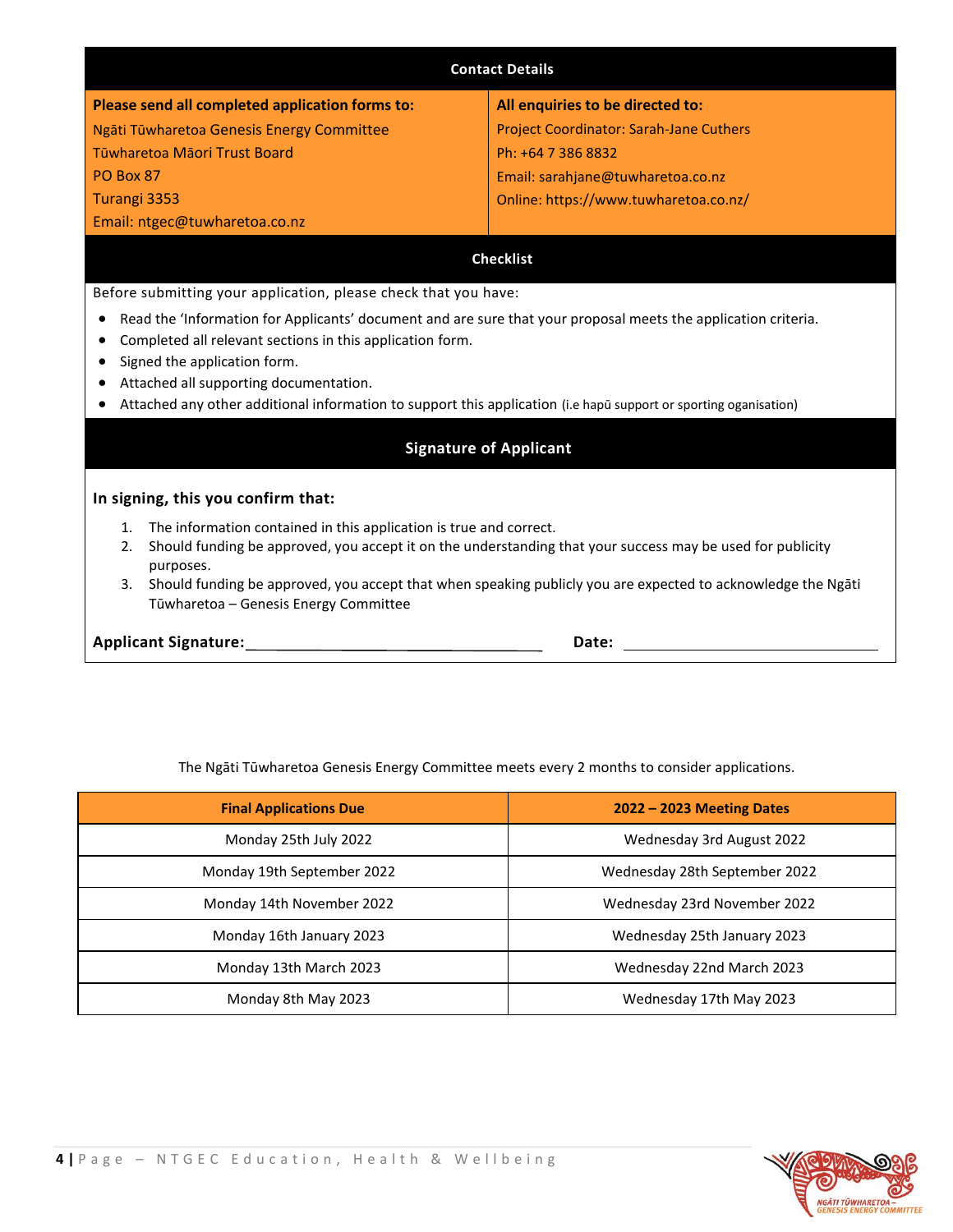## Contact Details

| Please send all completed application forms to: | All enquiries to be directed to: |
|---|---|
| Ngāti Tūwharetoa Genesis Energy Committee<br>Tūwharetoa Māori Trust Board<br>PO Box 87<br>Turangi 3353<br>Email: ntgec@tuwharetoa.co.nz | Project Coordinator: Sarah-Jane Cuthers<br>Ph: +64 7 386 8832<br>Email: sarahjane@tuwharetoa.co.nz<br>Online: https://www.tuwharetoa.co.nz/ |

## Checklist

Before submitting your application, please check that you have:

- Read the 'Information for Applicants' document and are sure that your proposal meets the application criteria.
- Completed all relevant sections in this application form.
- Signed the application form.
- Attached all supporting documentation.
- Attached any other additional information to support this application (i.e hapū support or sporting oganisation)

## Signature of Applicant

**In signing, this you confirm that:**

1. The information contained in this application is true and correct.
2. Should funding be approved, you accept it on the understanding that your success may be used for publicity purposes.
3. Should funding be approved, you accept that when speaking publicly you are expected to acknowledge the Ngāti Tūwharetoa – Genesis Energy Committee

**Applicant Signature:** ______________________________ **Date:** ______________________________

The Ngāti Tūwharetoa Genesis Energy Committee meets every 2 months to consider applications.

| Final Applications Due | 2022 – 2023 Meeting Dates |
|---|---|
| Monday 25th July 2022 | Wednesday 3rd August 2022 |
| Monday 19th September 2022 | Wednesday 28th September 2022 |
| Monday 14th November 2022 | Wednesday 23rd November 2022 |
| Monday 16th January 2023 | Wednesday 25th January 2023 |
| Monday 13th March 2023 | Wednesday 22nd March 2023 |
| Monday 8th May 2023 | Wednesday 17th May 2023 |